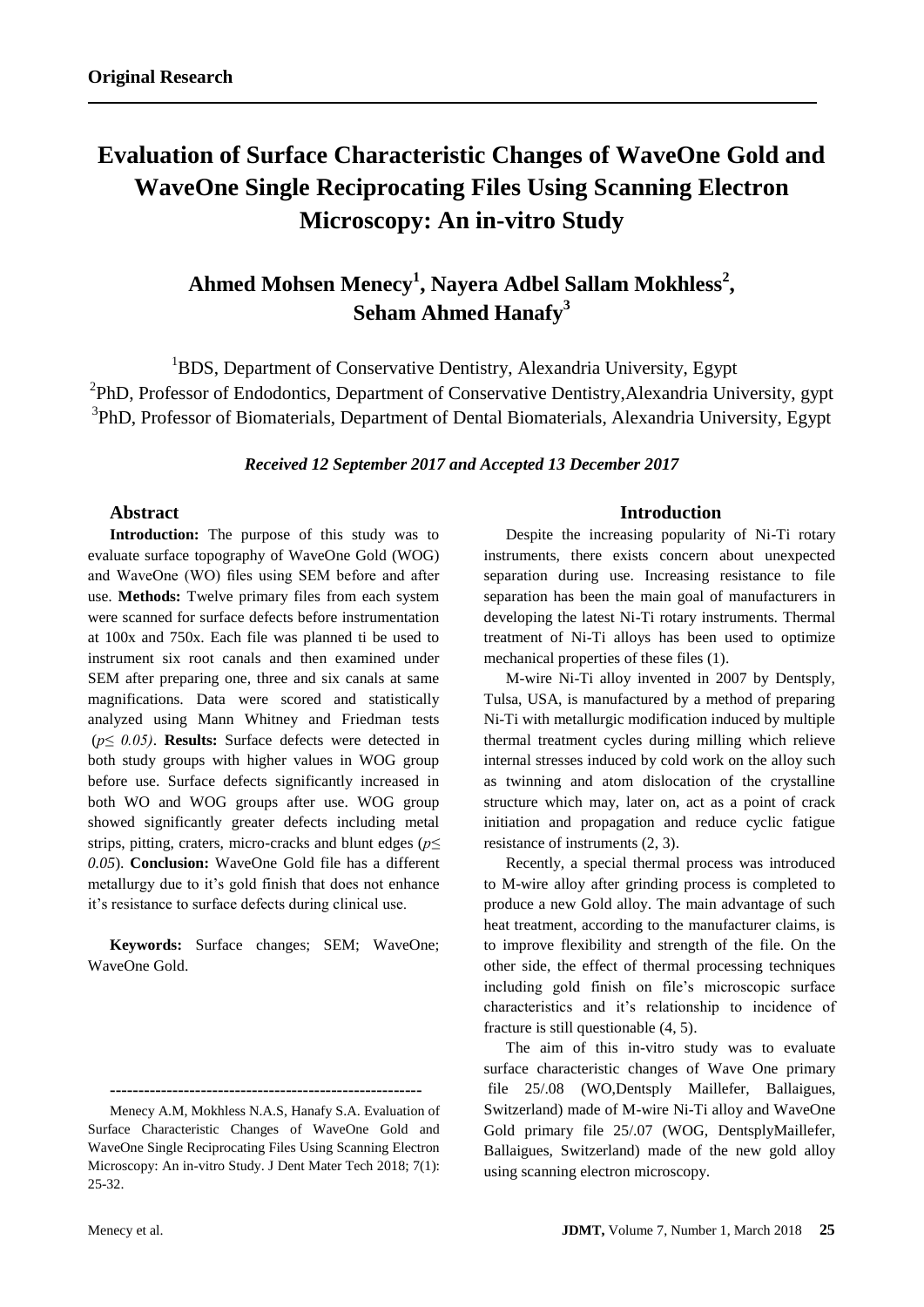**Original Research**

# Evaluation of Surface Characteristic Changes of WaveOne Gold and WaveOne Single Reciprocating Files Using Scanning Electron Microscopy: An in-vitro Study

## Ahmed Mohsen Menecy[1], Nayera Adbel Sallam Mokhless[2], Seham Ahmed Hanafy[3]

[1]BDS, Department of Conservative Dentistry, Alexandria University, Egypt
[2]PhD, Professor of Endodontics, Department of Conservative Dentistry,Alexandria University, gypt
[3]PhD, Professor of Biomaterials, Department of Dental Biomaterials, Alexandria University, Egypt

***Received 12 September 2017 and Accepted 13 December 2017***

### Abstract

**Introduction:** The purpose of this study was to evaluate surface topography of WaveOne Gold (WOG) and WaveOne (WO) files using SEM before and after use. **Methods:** Twelve primary files from each system were scanned for surface defects before instrumentation at 100x and 750x. Each file was planned ti be used to instrument six root canals and then examined under SEM after preparing one, three and six canals at same magnifications. Data were scored and statistically analyzed using Mann Whitney and Friedman tests ($p \leq 0.05$). **Results:** Surface defects were detected in both study groups with higher values in WOG group before use. Surface defects significantly increased in both WO and WOG groups after use. WOG group showed significantly greater defects including metal strips, pitting, craters, micro-cracks and blunt edges ($p \leq 0.05$). **Conclusion:** WaveOne Gold file has a different metallurgy due to it's gold finish that does not enhance it's resistance to surface defects during clinical use.

**Keywords:** Surface changes; SEM; WaveOne; WaveOne Gold.

---

Menecy A.M, Mokhless N.A.S, Hanafy S.A. Evaluation of Surface Characteristic Changes of WaveOne Gold and WaveOne Single Reciprocating Files Using Scanning Electron Microscopy: An in-vitro Study. J Dent Mater Tech 2018; 7(1): 25-32.

### Introduction

Despite the increasing popularity of Ni-Ti rotary instruments, there exists concern about unexpected separation during use. Increasing resistance to file separation has been the main goal of manufacturers in developing the latest Ni-Ti rotary instruments. Thermal treatment of Ni-Ti alloys has been used to optimize mechanical properties of these files (1).

M-wire Ni-Ti alloy invented in 2007 by Dentsply, Tulsa, USA, is manufactured by a method of preparing Ni-Ti with metallurgic modification induced by multiple thermal treatment cycles during milling which relieve internal stresses induced by cold work on the alloy such as twinning and atom dislocation of the crystalline structure which may, later on, act as a point of crack initiation and propagation and reduce cyclic fatigue resistance of instruments (2, 3).

Recently, a special thermal process was introduced to M-wire alloy after grinding process is completed to produce a new Gold alloy. The main advantage of such heat treatment, according to the manufacturer claims, is to improve flexibility and strength of the file. On the other side, the effect of thermal processing techniques including gold finish on file's microscopic surface characteristics and it's relationship to incidence of fracture is still questionable (4, 5).

The aim of this in-vitro study was to evaluate surface characteristic changes of Wave One primary file 25/.08 (WO,Dentsply Maillefer, Ballaigues, Switzerland) made of M-wire Ni-Ti alloy and WaveOne Gold primary file 25/.07 (WOG, DentsplyMaillefer, Ballaigues, Switzerland) made of the new gold alloy using scanning electron microscopy.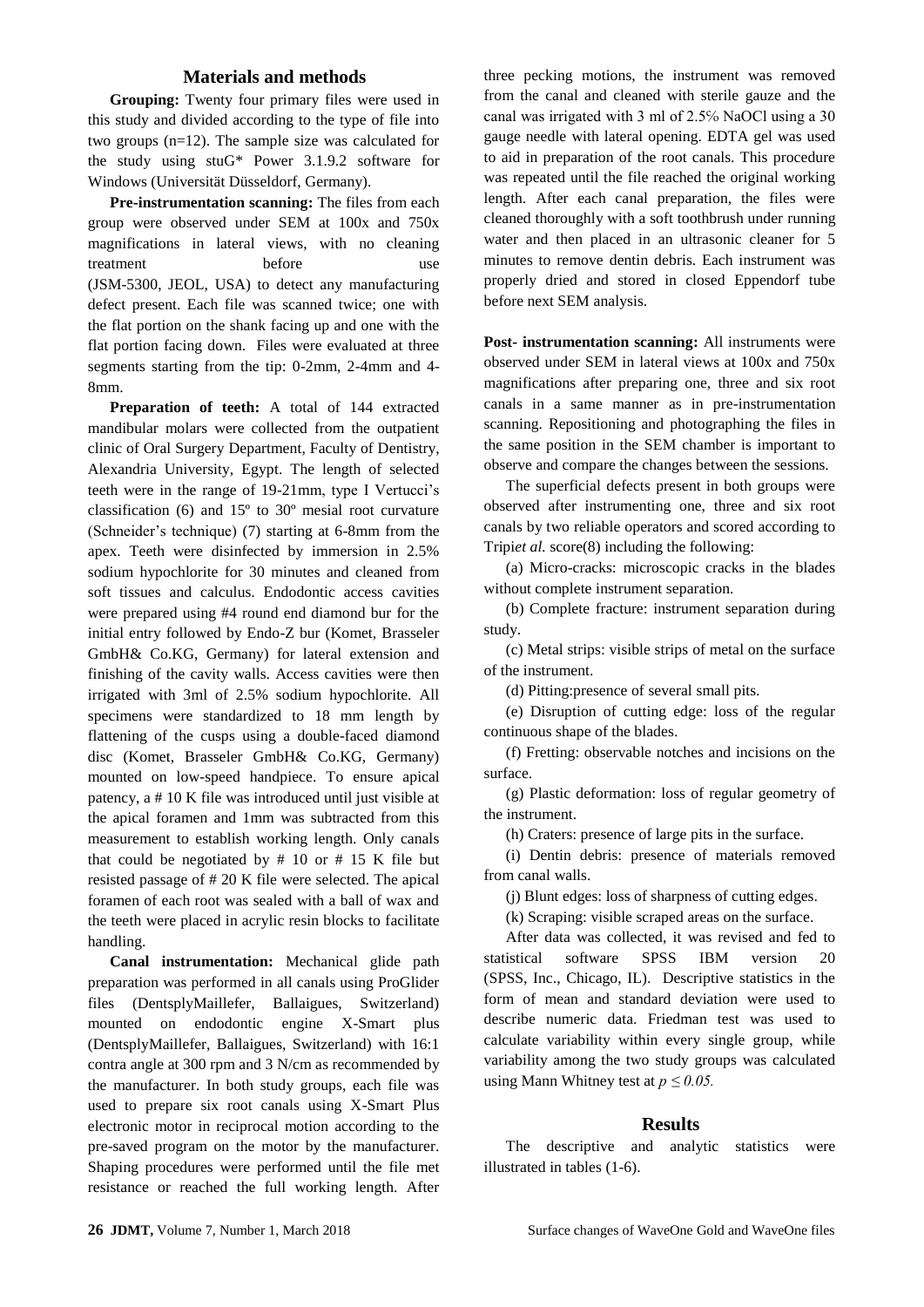## Materials and methods

**Grouping:** Twenty four primary files were used in this study and divided according to the type of file into two groups (n=12). The sample size was calculated for the study using stuG* Power 3.1.9.2 software for Windows (Universität Düsseldorf, Germany).

**Pre-instrumentation scanning:** The files from each group were observed under SEM at 100x and 750x magnifications in lateral views, with no cleaning treatment before use (JSM-5300, JEOL, USA) to detect any manufacturing defect present. Each file was scanned twice; one with the flat portion on the shank facing up and one with the flat portion facing down. Files were evaluated at three segments starting from the tip: 0-2mm, 2-4mm and 4-8mm.

**Preparation of teeth:** A total of 144 extracted mandibular molars were collected from the outpatient clinic of Oral Surgery Department, Faculty of Dentistry, Alexandria University, Egypt. The length of selected teeth were in the range of 19-21mm, type I Vertucci's classification (6) and 15º to 30º mesial root curvature (Schneider's technique) (7) starting at 6-8mm from the apex. Teeth were disinfected by immersion in 2.5% sodium hypochlorite for 30 minutes and cleaned from soft tissues and calculus. Endodontic access cavities were prepared using #4 round end diamond bur for the initial entry followed by Endo-Z bur (Komet, Brasseler GmbH& Co.KG, Germany) for lateral extension and finishing of the cavity walls. Access cavities were then irrigated with 3ml of 2.5% sodium hypochlorite. All specimens were standardized to 18 mm length by flattening of the cusps using a double-faced diamond disc (Komet, Brasseler GmbH& Co.KG, Germany) mounted on low-speed handpiece. To ensure apical patency, a # 10 K file was introduced until just visible at the apical foramen and 1mm was subtracted from this measurement to establish working length. Only canals that could be negotiated by # 10 or # 15 K file but resisted passage of # 20 K file were selected. The apical foramen of each root was sealed with a ball of wax and the teeth were placed in acrylic resin blocks to facilitate handling.

**Canal instrumentation:** Mechanical glide path preparation was performed in all canals using ProGlider files (DentsplyMaillefer, Ballaigues, Switzerland) mounted on endodontic engine X-Smart plus (DentsplyMaillefer, Ballaigues, Switzerland) with 16:1 contra angle at 300 rpm and 3 N/cm as recommended by the manufacturer. In both study groups, each file was used to prepare six root canals using X-Smart Plus electronic motor in reciprocal motion according to the pre-saved program on the motor by the manufacturer. Shaping procedures were performed until the file met resistance or reached the full working length. After three pecking motions, the instrument was removed from the canal and cleaned with sterile gauze and the canal was irrigated with 3 ml of 2.5% NaOCl using a 30 gauge needle with lateral opening. EDTA gel was used to aid in preparation of the root canals. This procedure was repeated until the file reached the original working length. After each canal preparation, the files were cleaned thoroughly with a soft toothbrush under running water and then placed in an ultrasonic cleaner for 5 minutes to remove dentin debris. Each instrument was properly dried and stored in closed Eppendorf tube before next SEM analysis.

**Post- instrumentation scanning:** All instruments were observed under SEM in lateral views at 100x and 750x magnifications after preparing one, three and six root canals in a same manner as in pre-instrumentation scanning. Repositioning and photographing the files in the same position in the SEM chamber is important to observe and compare the changes between the sessions.

The superficial defects present in both groups were observed after instrumenting one, three and six root canals by two reliable operators and scored according to Tripi*et al.* score(8) including the following:

(a) Micro-cracks: microscopic cracks in the blades without complete instrument separation.

(b) Complete fracture: instrument separation during study.

(c) Metal strips: visible strips of metal on the surface of the instrument.

(d) Pitting:presence of several small pits.

(e) Disruption of cutting edge: loss of the regular continuous shape of the blades.

(f) Fretting: observable notches and incisions on the surface.

(g) Plastic deformation: loss of regular geometry of the instrument.

(h) Craters: presence of large pits in the surface.

(i) Dentin debris: presence of materials removed from canal walls.

(j) Blunt edges: loss of sharpness of cutting edges.

(k) Scraping: visible scraped areas on the surface.

After data was collected, it was revised and fed to statistical software SPSS IBM version 20 (SPSS, Inc., Chicago, IL). Descriptive statistics in the form of mean and standard deviation were used to describe numeric data. Friedman test was used to calculate variability within every single group, while variability among the two study groups was calculated using Mann Whitney test at $p \leq 0.05$.

## Results

The descriptive and analytic statistics were illustrated in tables (1-6).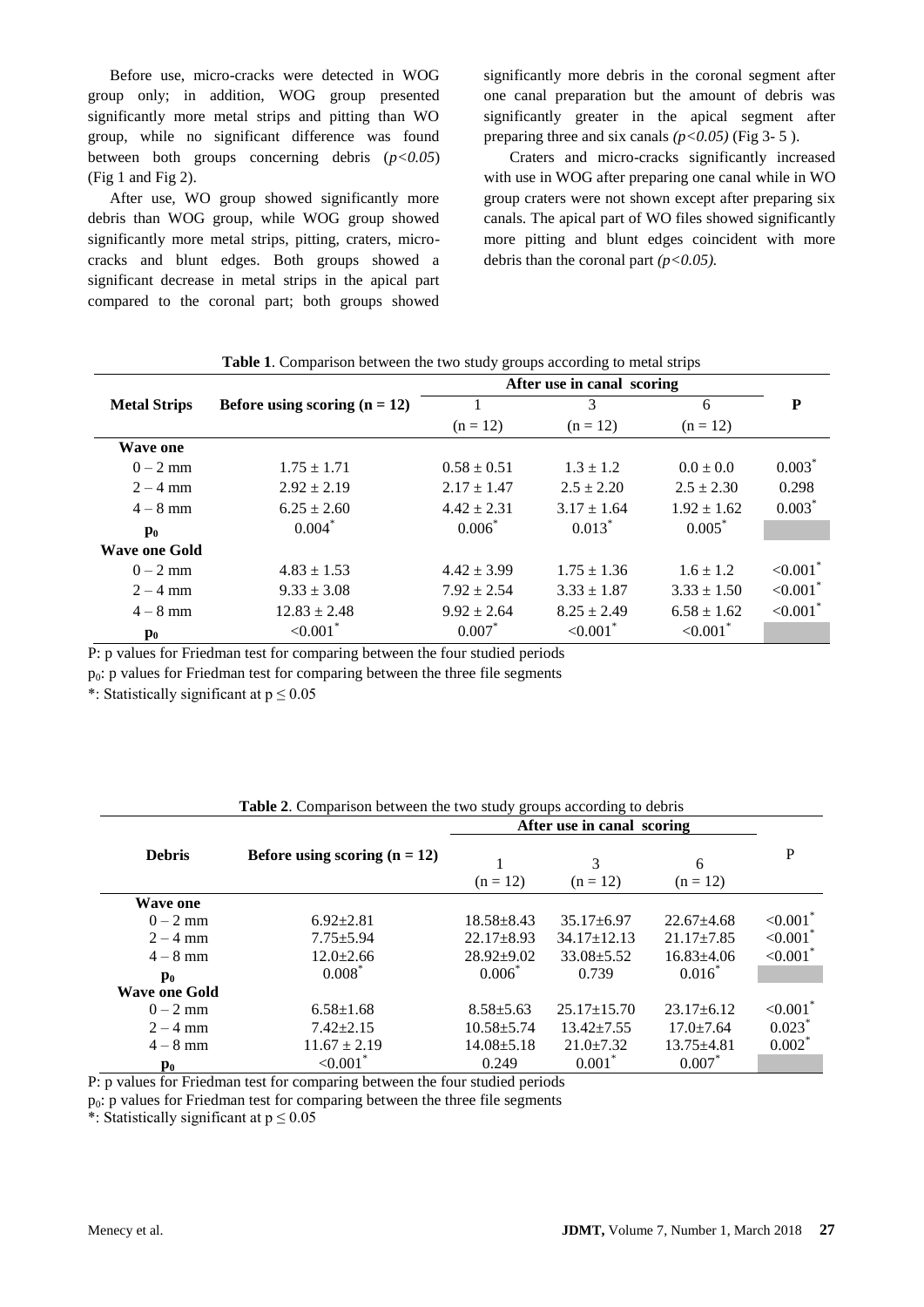Before use, micro-cracks were detected in WOG group only; in addition, WOG group presented significantly more metal strips and pitting than WO group, while no significant difference was found between both groups concerning debris (*p<0.05*) (Fig 1 and Fig 2).

After use, WO group showed significantly more debris than WOG group, while WOG group showed significantly more metal strips, pitting, craters, micro-cracks and blunt edges. Both groups showed a significant decrease in metal strips in the apical part compared to the coronal part; both groups showed significantly more debris in the coronal segment after one canal preparation but the amount of debris was significantly greater in the apical segment after preparing three and six canals *(p<0.05)* (Fig 3- 5 ).

Craters and micro-cracks significantly increased with use in WOG after preparing one canal while in WO group craters were not shown except after preparing six canals. The apical part of WO files showed significantly more pitting and blunt edges coincident with more debris than the coronal part *(p<0.05).*

**Table 1**. Comparison between the two study groups according to metal strips

| Metal Strips | Before using scoring (n = 12) | After use in canal scoring | | | P |
|---|---|---|---|---|---|
| | | 1 (n = 12) | 3 (n = 12) | 6 (n = 12) | |
| **Wave one** | | | | | |
| 0 – 2 mm | 1.75 ± 1.71 | 0.58 ± 0.51 | 1.3 ± 1.2 | 0.0 ± 0.0 | 0.003* |
| 2 – 4 mm | 2.92 ± 2.19 | 2.17 ± 1.47 | 2.5 ± 2.20 | 2.5 ± 2.30 | 0.298 |
| 4 – 8 mm | 6.25 ± 2.60 | 4.42 ± 2.31 | 3.17 ± 1.64 | 1.92 ± 1.62 | 0.003* |
| $p_0$ | 0.004* | 0.006* | 0.013* | 0.005* | |
| **Wave one Gold** | | | | | |
| 0 – 2 mm | 4.83 ± 1.53 | 4.42 ± 3.99 | 1.75 ± 1.36 | 1.6 ± 1.2 | <0.001* |
| 2 – 4 mm | 9.33 ± 3.08 | 7.92 ± 2.54 | 3.33 ± 1.87 | 3.33 ± 1.50 | <0.001* |
| 4 – 8 mm | 12.83 ± 2.48 | 9.92 ± 2.64 | 8.25 ± 2.49 | 6.58 ± 1.62 | <0.001* |
| $p_0$ | <0.001* | 0.007* | <0.001* | <0.001* | |

P: p values for Friedman test for comparing between the four studied periods

$p_0$: p values for Friedman test for comparing between the three file segments

*: Statistically significant at p ≤ 0.05

**Table 2**. Comparison between the two study groups according to debris

| Debris | Before using scoring (n = 12) | After use in canal scoring | | | P |
|---|---|---|---|---|---|
| | | 1 (n = 12) | 3 (n = 12) | 6 (n = 12) | |
| **Wave one** | | | | | |
| 0 – 2 mm | 6.92±2.81 | 18.58±8.43 | 35.17±6.97 | 22.67±4.68 | <0.001* |
| 2 – 4 mm | 7.75±5.94 | 22.17±8.93 | 34.17±12.13 | 21.17±7.85 | <0.001* |
| 4 – 8 mm | 12.0±2.66 | 28.92±9.02 | 33.08±5.52 | 16.83±4.06 | <0.001* |
| $p_0$ | 0.008* | 0.006* | 0.739 | 0.016* | |
| **Wave one Gold** | | | | | |
| 0 – 2 mm | 6.58±1.68 | 8.58±5.63 | 25.17±15.70 | 23.17±6.12 | <0.001* |
| 2 – 4 mm | 7.42±2.15 | 10.58±5.74 | 13.42±7.55 | 17.0±7.64 | 0.023* |
| 4 – 8 mm | 11.67 ± 2.19 | 14.08±5.18 | 21.0±7.32 | 13.75±4.81 | 0.002* |
| $p_0$ | <0.001* | 0.249 | 0.001* | 0.007* | |

P: p values for Friedman test for comparing between the four studied periods

$p_0$: p values for Friedman test for comparing between the three file segments

*: Statistically significant at p ≤ 0.05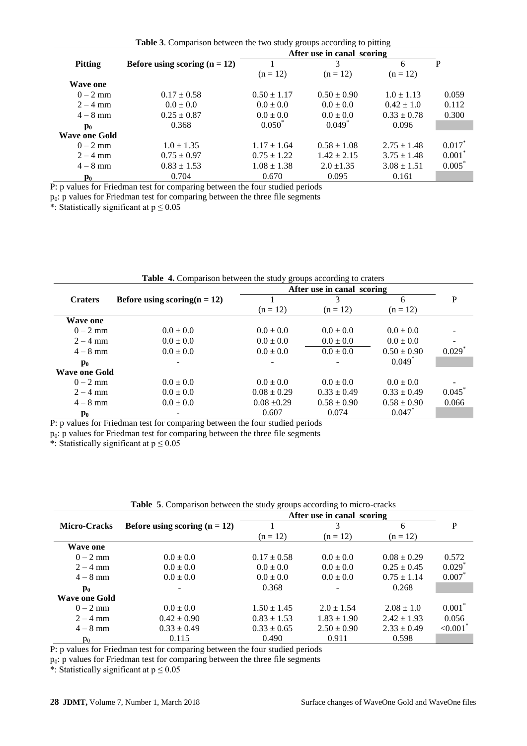**Table 3**. Comparison between the two study groups according to pitting

| Pitting | Before using scoring (n = 12) | After use in canal scoring | | | P |
|---|---|---|---|---|---|
| | | 1 (n = 12) | 3 (n = 12) | 6 (n = 12) | |
| **Wave one** | | | | | |
| 0 – 2 mm | 0.17 ± 0.58 | 0.50 ± 1.17 | 0.50 ± 0.90 | 1.0 ± 1.13 | 0.059 |
| 2 – 4 mm | 0.0 ± 0.0 | 0.0 ± 0.0 | 0.0 ± 0.0 | 0.42 ± 1.0 | 0.112 |
| 4 – 8 mm | 0.25 ± 0.87 | 0.0 ± 0.0 | 0.0 ± 0.0 | 0.33 ± 0.78 | 0.300 |
| $p_0$ | 0.368 | 0.050* | 0.049* | 0.096 | |
| **Wave one Gold** | | | | | |
| 0 – 2 mm | 1.0 ± 1.35 | 1.17 ± 1.64 | 0.58 ± 1.08 | 2.75 ± 1.48 | 0.017* |
| 2 – 4 mm | 0.75 ± 0.97 | 0.75 ± 1.22 | 1.42 ± 2.15 | 3.75 ± 1.48 | 0.001* |
| 4 – 8 mm | 0.83 ± 1.53 | 1.08 ± 1.38 | 2.0 ±1.35 | 3.08 ± 1.51 | 0.005* |
| $p_0$ | 0.704 | 0.670 | 0.095 | 0.161 | |

P: p values for Friedman test for comparing between the four studied periods
$p_0$: p values for Friedman test for comparing between the three file segments
*: Statistically significant at $p \leq 0.05$

**Table 4.** Comparison between the study groups according to craters

| Craters | Before using scoring(n = 12) | After use in canal scoring | | | P |
|---|---|---|---|---|---|
| | | 1 (n = 12) | 3 (n = 12) | 6 (n = 12) | |
| **Wave one** | | | | | |
| 0 – 2 mm | 0.0 ± 0.0 | 0.0 ± 0.0 | 0.0 ± 0.0 | 0.0 ± 0.0 | - |
| 2 – 4 mm | 0.0 ± 0.0 | 0.0 ± 0.0 | 0.0 ± 0.0 | 0.0 ± 0.0 | - |
| 4 – 8 mm | 0.0 ± 0.0 | 0.0 ± 0.0 | 0.0 ± 0.0 | 0.50 ± 0.90 | 0.029* |
| $p_0$ | - | - | - | 0.049* | |
| **Wave one Gold** | | | | | |
| 0 – 2 mm | 0.0 ± 0.0 | 0.0 ± 0.0 | 0.0 ± 0.0 | 0.0 ± 0.0 | - |
| 2 – 4 mm | 0.0 ± 0.0 | 0.08 ± 0.29 | 0.33 ± 0.49 | 0.33 ± 0.49 | 0.045* |
| 4 – 8 mm | 0.0 ± 0.0 | 0.08 ±0.29 | 0.58 ± 0.90 | 0.58 ± 0.90 | 0.066 |
| $p_0$ | - | 0.607 | 0.074 | 0.047* | |

P: p values for Friedman test for comparing between the four studied periods
$p_0$: p values for Friedman test for comparing between the three file segments
*: Statistically significant at $p \leq 0.05$

**Table 5**. Comparison between the study groups according to micro-cracks

| Micro-Cracks | Before using scoring (n = 12) | After use in canal scoring | | | P |
|---|---|---|---|---|---|
| | | 1 (n = 12) | 3 (n = 12) | 6 (n = 12) | |
| **Wave one** | | | | | |
| 0 – 2 mm | 0.0 ± 0.0 | 0.17 ± 0.58 | 0.0 ± 0.0 | 0.08 ± 0.29 | 0.572 |
| 2 – 4 mm | 0.0 ± 0.0 | 0.0 ± 0.0 | 0.0 ± 0.0 | 0.25 ± 0.45 | 0.029* |
| 4 – 8 mm | 0.0 ± 0.0 | 0.0 ± 0.0 | 0.0 ± 0.0 | 0.75 ± 1.14 | 0.007* |
| $p_0$ | - | 0.368 | - | 0.268 | |
| **Wave one Gold** | | | | | |
| 0 – 2 mm | 0.0 ± 0.0 | 1.50 ± 1.45 | 2.0 ± 1.54 | 2.08 ± 1.0 | 0.001* |
| 2 – 4 mm | 0.42 ± 0.90 | 0.83 ± 1.53 | 1.83 ± 1.90 | 2.42 ± 1.93 | 0.056 |
| 4 – 8 mm | 0.33 ± 0.49 | 0.33 ± 0.65 | 2.50 ± 0.90 | 2.33 ± 0.49 | <0.001* |
| $p_0$ | 0.115 | 0.490 | 0.911 | 0.598 | |

P: p values for Friedman test for comparing between the four studied periods
$p_0$: p values for Friedman test for comparing between the three file segments
*: Statistically significant at $p \leq 0.05$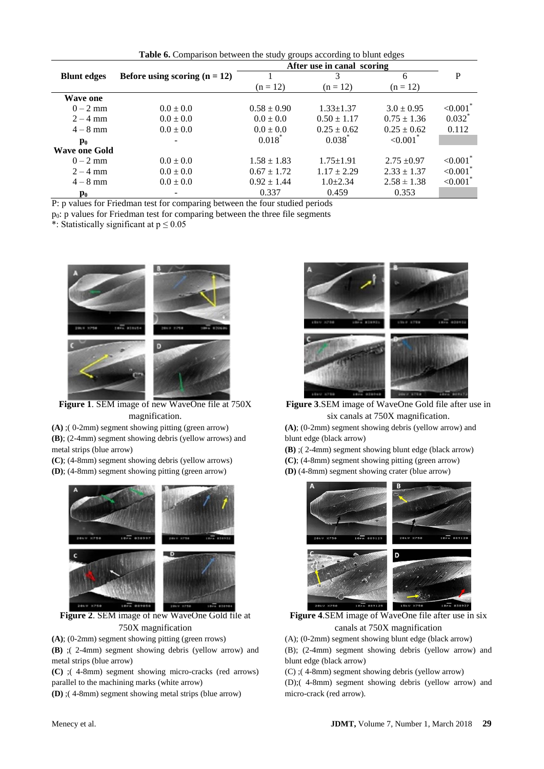**Table 6.** Comparison between the study groups according to blunt edges

| Blunt edges | Before using scoring (n = 12) | After use in canal scoring | | | P |
|---|---|---|---|---|---|
| | | 1 (n = 12) | 3 (n = 12) | 6 (n = 12) | |
| **Wave one** | | | | | |
| 0 – 2 mm | 0.0 ± 0.0 | 0.58 ± 0.90 | 1.33±1.37 | 3.0 ± 0.95 | <0.001* |
| 2 – 4 mm | 0.0 ± 0.0 | 0.0 ± 0.0 | 0.50 ± 1.17 | 0.75 ± 1.36 | 0.032* |
| 4 – 8 mm | 0.0 ± 0.0 | 0.0 ± 0.0 | 0.25 ± 0.62 | 0.25 ± 0.62 | 0.112 |
| $p_0$ | - | 0.018* | 0.038* | <0.001* | |
| **Wave one Gold** | | | | | |
| 0 – 2 mm | 0.0 ± 0.0 | 1.58 ± 1.83 | 1.75±1.91 | 2.75 ±0.97 | <0.001* |
| 2 – 4 mm | 0.0 ± 0.0 | 0.67 ± 1.72 | 1.17 ± 2.29 | 2.33 ± 1.37 | <0.001* |
| 4 – 8 mm | 0.0 ± 0.0 | 0.92 ± 1.44 | 1.0±2.34 | 2.58 ± 1.38 | <0.001* |
| $p_0$ | - | 0.337 | 0.459 | 0.353 | |

P: p values for Friedman test for comparing between the four studied periods

$p_0$: p values for Friedman test for comparing between the three file segments

*: Statistically significant at $p \leq 0.05$

**Figure 1**. SEM image of new WaveOne file at 750X magnification.

**(A)** ;( 0-2mm) segment showing pitting (green arrow)

**(B)**; (2-4mm) segment showing debris (yellow arrows) and metal strips (blue arrow)

**(C)**; (4-8mm) segment showing debris (yellow arrows)

**(D)**; (4-8mm) segment showing pitting (green arrow)

**Figure 2**. SEM image of new WaveOne Gold file at 750X magnification

**(A)**; (0-2mm) segment showing pitting (green rrows)

**(B)** ;( 2-4mm) segment showing debris (yellow arrow) and metal strips (blue arrow)

**(C)** ;( 4-8mm) segment showing micro-cracks (red arrows) parallel to the machining marks (white arrow)

**(D)** ;( 4-8mm) segment showing metal strips (blue arrow)

**Figure 3**.SEM image of WaveOne Gold file after use in six canals at 750X magnification.

**(A)**; (0-2mm) segment showing debris (yellow arrow) and blunt edge (black arrow)

**(B)** ;( 2-4mm) segment showing blunt edge (black arrow)

**(C)**; (4-8mm) segment showing pitting (green arrow)

**(D)** (4-8mm) segment showing crater (blue arrow)

**Figure 4**.SEM image of WaveOne file after use in six canals at 750X magnification

(A); (0-2mm) segment showing blunt edge (black arrow)

(B); (2-4mm) segment showing debris (yellow arrow) and blunt edge (black arrow)

(C) ;( 4-8mm) segment showing debris (yellow arrow)

(D);( 4-8mm) segment showing debris (yellow arrow) and micro-crack (red arrow).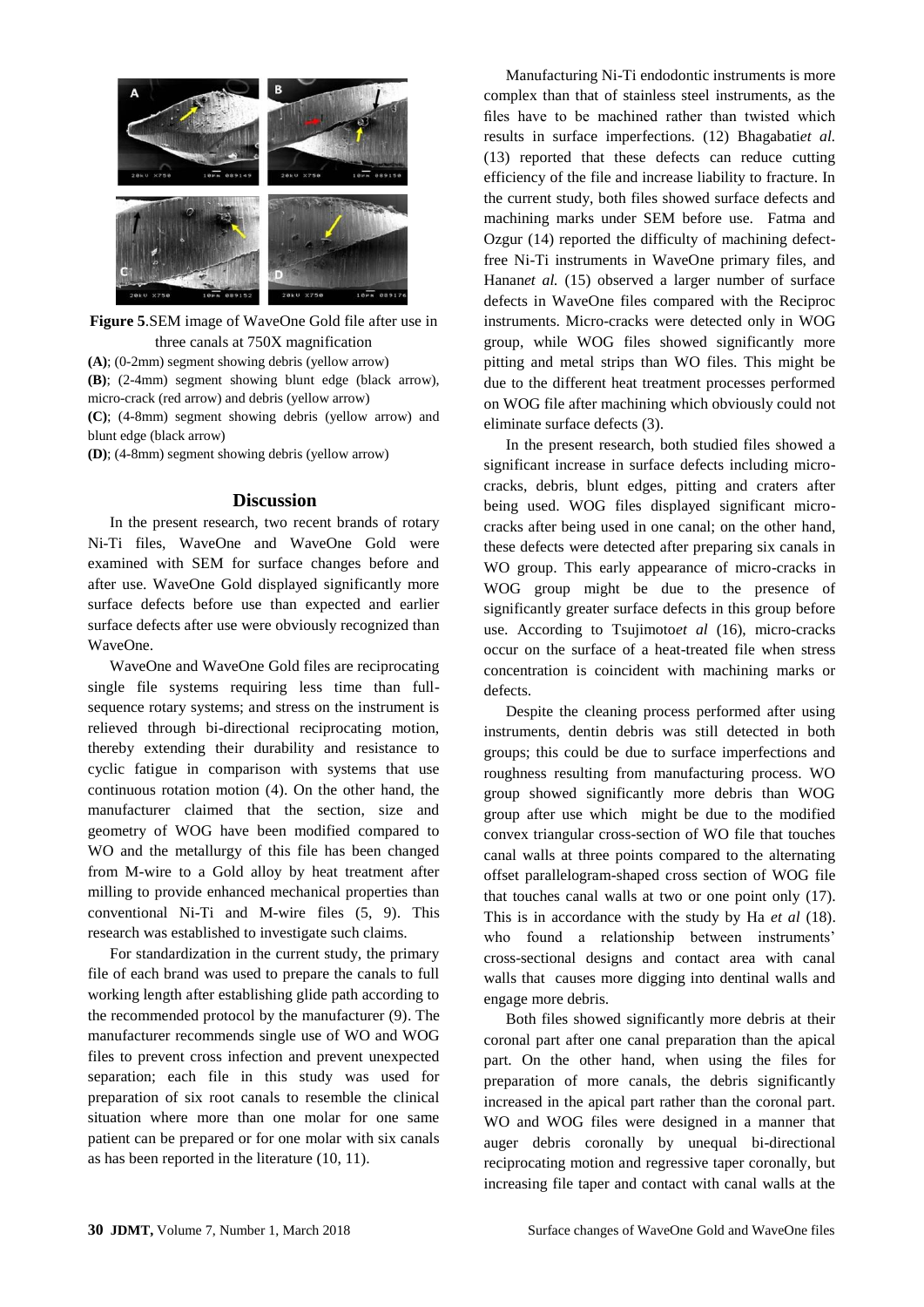**Figure 5**.SEM image of WaveOne Gold file after use in three canals at 750X magnification

**(A)**; (0-2mm) segment showing debris (yellow arrow)

**(B)**; (2-4mm) segment showing blunt edge (black arrow), micro-crack (red arrow) and debris (yellow arrow)

**(C)**; (4-8mm) segment showing debris (yellow arrow) and blunt edge (black arrow)

**(D)**; (4-8mm) segment showing debris (yellow arrow)

## Discussion

In the present research, two recent brands of rotary Ni-Ti files, WaveOne and WaveOne Gold were examined with SEM for surface changes before and after use. WaveOne Gold displayed significantly more surface defects before use than expected and earlier surface defects after use were obviously recognized than WaveOne.

WaveOne and WaveOne Gold files are reciprocating single file systems requiring less time than full-sequence rotary systems; and stress on the instrument is relieved through bi-directional reciprocating motion, thereby extending their durability and resistance to cyclic fatigue in comparison with systems that use continuous rotation motion (4). On the other hand, the manufacturer claimed that the section, size and geometry of WOG have been modified compared to WO and the metallurgy of this file has been changed from M-wire to a Gold alloy by heat treatment after milling to provide enhanced mechanical properties than conventional Ni-Ti and M-wire files (5, 9). This research was established to investigate such claims.

For standardization in the current study, the primary file of each brand was used to prepare the canals to full working length after establishing glide path according to the recommended protocol by the manufacturer (9). The manufacturer recommends single use of WO and WOG files to prevent cross infection and prevent unexpected separation; each file in this study was used for preparation of six root canals to resemble the clinical situation where more than one molar for one same patient can be prepared or for one molar with six canals as has been reported in the literature (10, 11).

Manufacturing Ni-Ti endodontic instruments is more complex than that of stainless steel instruments, as the files have to be machined rather than twisted which results in surface imperfections. (12) Bhagabati*et al.* (13) reported that these defects can reduce cutting efficiency of the file and increase liability to fracture. In the current study, both files showed surface defects and machining marks under SEM before use. Fatma and Ozgur (14) reported the difficulty of machining defect-free Ni-Ti instruments in WaveOne primary files, and Hanan*et al.* (15) observed a larger number of surface defects in WaveOne files compared with the Reciproc instruments. Micro-cracks were detected only in WOG group, while WOG files showed significantly more pitting and metal strips than WO files. This might be due to the different heat treatment processes performed on WOG file after machining which obviously could not eliminate surface defects (3).

In the present research, both studied files showed a significant increase in surface defects including micro-cracks, debris, blunt edges, pitting and craters after being used. WOG files displayed significant micro-cracks after being used in one canal; on the other hand, these defects were detected after preparing six canals in WO group. This early appearance of micro-cracks in WOG group might be due to the presence of significantly greater surface defects in this group before use. According to Tsujimoto*et al* (16), micro-cracks occur on the surface of a heat-treated file when stress concentration is coincident with machining marks or defects.

Despite the cleaning process performed after using instruments, dentin debris was still detected in both groups; this could be due to surface imperfections and roughness resulting from manufacturing process. WO group showed significantly more debris than WOG group after use which might be due to the modified convex triangular cross-section of WO file that touches canal walls at three points compared to the alternating offset parallelogram-shaped cross section of WOG file that touches canal walls at two or one point only (17). This is in accordance with the study by Ha *et al* (18). who found a relationship between instruments' cross-sectional designs and contact area with canal walls that causes more digging into dentinal walls and engage more debris.

Both files showed significantly more debris at their coronal part after one canal preparation than the apical part. On the other hand, when using the files for preparation of more canals, the debris significantly increased in the apical part rather than the coronal part. WO and WOG files were designed in a manner that auger debris coronally by unequal bi-directional reciprocating motion and regressive taper coronally, but increasing file taper and contact with canal walls at the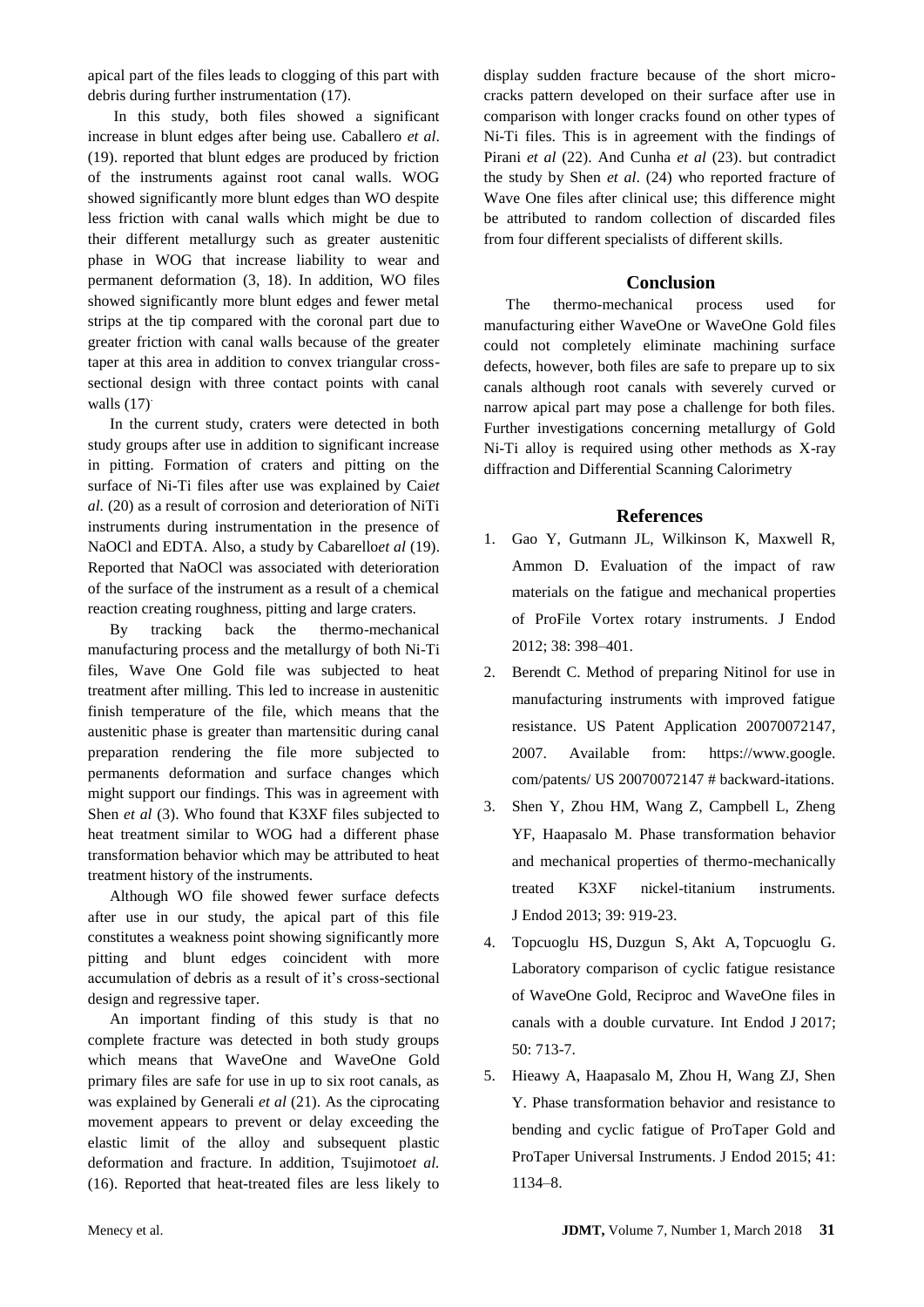apical part of the files leads to clogging of this part with debris during further instrumentation (17).

In this study, both files showed a significant increase in blunt edges after being use. Caballero *et al*. (19). reported that blunt edges are produced by friction of the instruments against root canal walls. WOG showed significantly more blunt edges than WO despite less friction with canal walls which might be due to their different metallurgy such as greater austenitic phase in WOG that increase liability to wear and permanent deformation (3, 18). In addition, WO files showed significantly more blunt edges and fewer metal strips at the tip compared with the coronal part due to greater friction with canal walls because of the greater taper at this area in addition to convex triangular cross-sectional design with three contact points with canal walls (17).

In the current study, craters were detected in both study groups after use in addition to significant increase in pitting. Formation of craters and pitting on the surface of Ni-Ti files after use was explained by Cai*et al.* (20) as a result of corrosion and deterioration of NiTi instruments during instrumentation in the presence of NaOCl and EDTA. Also, a study by Cabarello*et al* (19). Reported that NaOCl was associated with deterioration of the surface of the instrument as a result of a chemical reaction creating roughness, pitting and large craters.

By tracking back the thermo-mechanical manufacturing process and the metallurgy of both Ni-Ti files, Wave One Gold file was subjected to heat treatment after milling. This led to increase in austenitic finish temperature of the file, which means that the austenitic phase is greater than martensitic during canal preparation rendering the file more subjected to permanents deformation and surface changes which might support our findings. This was in agreement with Shen *et al* (3). Who found that K3XF files subjected to heat treatment similar to WOG had a different phase transformation behavior which may be attributed to heat treatment history of the instruments.

Although WO file showed fewer surface defects after use in our study, the apical part of this file constitutes a weakness point showing significantly more pitting and blunt edges coincident with more accumulation of debris as a result of it's cross-sectional design and regressive taper.

An important finding of this study is that no complete fracture was detected in both study groups which means that WaveOne and WaveOne Gold primary files are safe for use in up to six root canals, as was explained by Generali *et al* (21). As the ciprocating movement appears to prevent or delay exceeding the elastic limit of the alloy and subsequent plastic deformation and fracture. In addition, Tsujimoto*et al.* (16). Reported that heat-treated files are less likely to display sudden fracture because of the short micro-cracks pattern developed on their surface after use in comparison with longer cracks found on other types of Ni-Ti files. This is in agreement with the findings of Pirani *et al* (22). And Cunha *et al* (23). but contradict the study by Shen *et al*. (24) who reported fracture of Wave One files after clinical use; this difference might be attributed to random collection of discarded files from four different specialists of different skills.

## Conclusion

The thermo-mechanical process used for manufacturing either WaveOne or WaveOne Gold files could not completely eliminate machining surface defects, however, both files are safe to prepare up to six canals although root canals with severely curved or narrow apical part may pose a challenge for both files. Further investigations concerning metallurgy of Gold Ni-Ti alloy is required using other methods as X-ray diffraction and Differential Scanning Calorimetry

## References

1. Gao Y, Gutmann JL, Wilkinson K, Maxwell R, Ammon D. Evaluation of the impact of raw materials on the fatigue and mechanical properties of ProFile Vortex rotary instruments. J Endod 2012; 38: 398–401.
2. Berendt C. Method of preparing Nitinol for use in manufacturing instruments with improved fatigue resistance. US Patent Application 20070072147, 2007. Available from: https://www.google. com/patents/ US 20070072147 # backward-itations.
3. Shen Y, Zhou HM, Wang Z, Campbell L, Zheng YF, Haapasalo M. Phase transformation behavior and mechanical properties of thermo-mechanically treated K3XF nickel-titanium instruments. J Endod 2013; 39: 919-23.
4. Topcuoglu HS, Duzgun S, Akt A, Topcuoglu G. Laboratory comparison of cyclic fatigue resistance of WaveOne Gold, Reciproc and WaveOne files in canals with a double curvature. Int Endod J 2017; 50: 713-7.
5. Hieawy A, Haapasalo M, Zhou H, Wang ZJ, Shen Y. Phase transformation behavior and resistance to bending and cyclic fatigue of ProTaper Gold and ProTaper Universal Instruments. J Endod 2015; 41: 1134–8.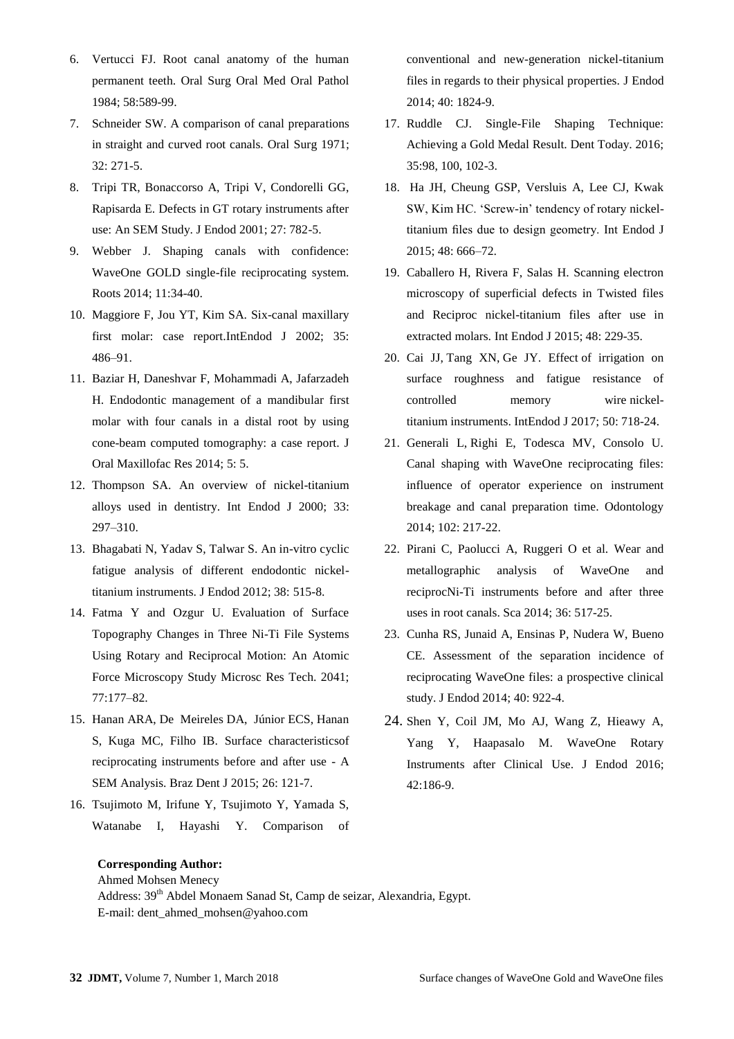6. Vertucci FJ. Root canal anatomy of the human permanent teeth. Oral Surg Oral Med Oral Pathol 1984; 58:589-99.
7. Schneider SW. A comparison of canal preparations in straight and curved root canals. Oral Surg 1971; 32: 271-5.
8. Tripi TR, Bonaccorso A, Tripi V, Condorelli GG, Rapisarda E. Defects in GT rotary instruments after use: An SEM Study. J Endod 2001; 27: 782-5.
9. Webber J. Shaping canals with confidence: WaveOne GOLD single-file reciprocating system. Roots 2014; 11:34-40.
10. Maggiore F, Jou YT, Kim SA. Six-canal maxillary first molar: case report.IntEndod J 2002; 35: 486–91.
11. Baziar H, Daneshvar F, Mohammadi A, Jafarzadeh H. Endodontic management of a mandibular first molar with four canals in a distal root by using cone-beam computed tomography: a case report. J Oral Maxillofac Res 2014; 5: 5.
12. Thompson SA. An overview of nickel-titanium alloys used in dentistry. Int Endod J 2000; 33: 297–310.
13. Bhagabati N, Yadav S, Talwar S. An in-vitro cyclic fatigue analysis of different endodontic nickel-titanium instruments. J Endod 2012; 38: 515-8.
14. Fatma Y and Ozgur U. Evaluation of Surface Topography Changes in Three Ni-Ti File Systems Using Rotary and Reciprocal Motion: An Atomic Force Microscopy Study Microsc Res Tech. 2041; 77:177–82.
15. Hanan ARA, De Meireles DA, Júnior ECS, Hanan S, Kuga MC, Filho IB. Surface characteristicsof reciprocating instruments before and after use - A SEM Analysis. Braz Dent J 2015; 26: 121-7.
16. Tsujimoto M, Irifune Y, Tsujimoto Y, Yamada S, Watanabe I, Hayashi Y. Comparison of conventional and new-generation nickel-titanium files in regards to their physical properties. J Endod 2014; 40: 1824-9.
17. Ruddle CJ. Single-File Shaping Technique: Achieving a Gold Medal Result. Dent Today. 2016; 35:98, 100, 102-3.
18. Ha JH, Cheung GSP, Versluis A, Lee CJ, Kwak SW, Kim HC. 'Screw-in' tendency of rotary nickel-titanium files due to design geometry. Int Endod J 2015; 48: 666–72.
19. Caballero H, Rivera F, Salas H. Scanning electron microscopy of superficial defects in Twisted files and Reciproc nickel-titanium files after use in extracted molars. Int Endod J 2015; 48: 229-35.
20. Cai JJ, Tang XN, Ge JY. Effect of irrigation on surface roughness and fatigue resistance of controlled memory wire nickel-titanium instruments. IntEndod J 2017; 50: 718-24.
21. Generali L, Righi E, Todesca MV, Consolo U. Canal shaping with WaveOne reciprocating files: influence of operator experience on instrument breakage and canal preparation time. Odontology 2014; 102: 217-22.
22. Pirani C, Paolucci A, Ruggeri O et al. Wear and metallographic analysis of WaveOne and reciprocNi-Ti instruments before and after three uses in root canals. Sca 2014; 36: 517-25.
23. Cunha RS, Junaid A, Ensinas P, Nudera W, Bueno CE. Assessment of the separation incidence of reciprocating WaveOne files: a prospective clinical study. J Endod 2014; 40: 922-4.
24. Shen Y, Coil JM, Mo AJ, Wang Z, Hieawy A, Yang Y, Haapasalo M. WaveOne Rotary Instruments after Clinical Use. J Endod 2016; 42:186-9.

**Corresponding Author:**
Ahmed Mohsen Menecy
Address: 39th Abdel Monaem Sanad St, Camp de seizar, Alexandria, Egypt.
E-mail: dent_ahmed_mohsen@yahoo.com